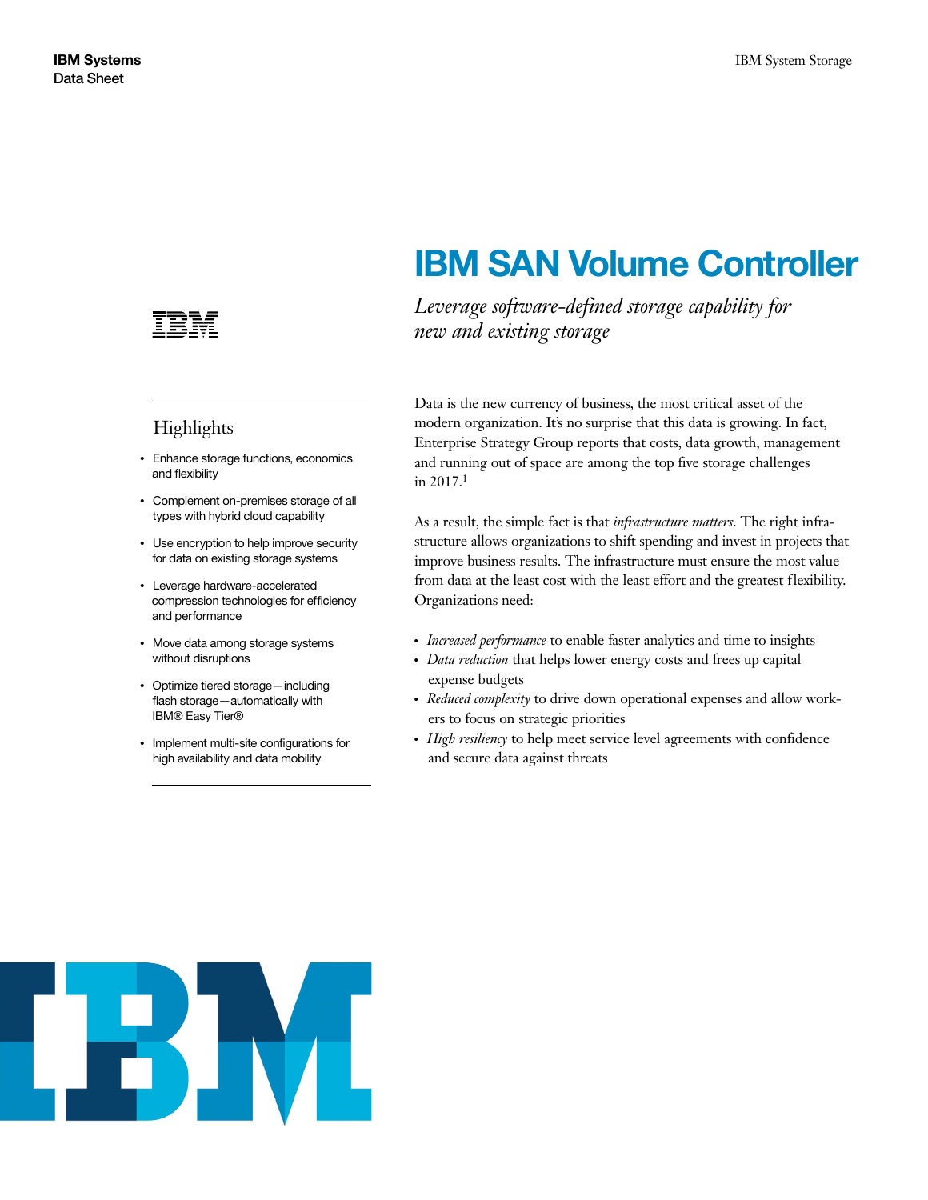IBM Systems
Data Sheet

# IBM SAN Volume Controller

*Leverage software-defined storage capability for new and existing storage*

## Highlights

- Enhance storage functions, economics and flexibility
- Complement on-premises storage of all types with hybrid cloud capability
- Use encryption to help improve security for data on existing storage systems
- Leverage hardware-accelerated compression technologies for efficiency and performance
- Move data among storage systems without disruptions
- Optimize tiered storage—including flash storage—automatically with IBM® Easy Tier®
- Implement multi-site configurations for high availability and data mobility

Data is the new currency of business, the most critical asset of the modern organization. It's no surprise that this data is growing. In fact, Enterprise Strategy Group reports that costs, data growth, management and running out of space are among the top five storage challenges in 2017.[1]

As a result, the simple fact is that *infrastructure matters*. The right infrastructure allows organizations to shift spending and invest in projects that improve business results. The infrastructure must ensure the most value from data at the least cost with the least effort and the greatest flexibility. Organizations need:

- *Increased performance* to enable faster analytics and time to insights
- *Data reduction* that helps lower energy costs and frees up capital expense budgets
- *Reduced complexity* to drive down operational expenses and allow workers to focus on strategic priorities
- *High resiliency* to help meet service level agreements with confidence and secure data against threats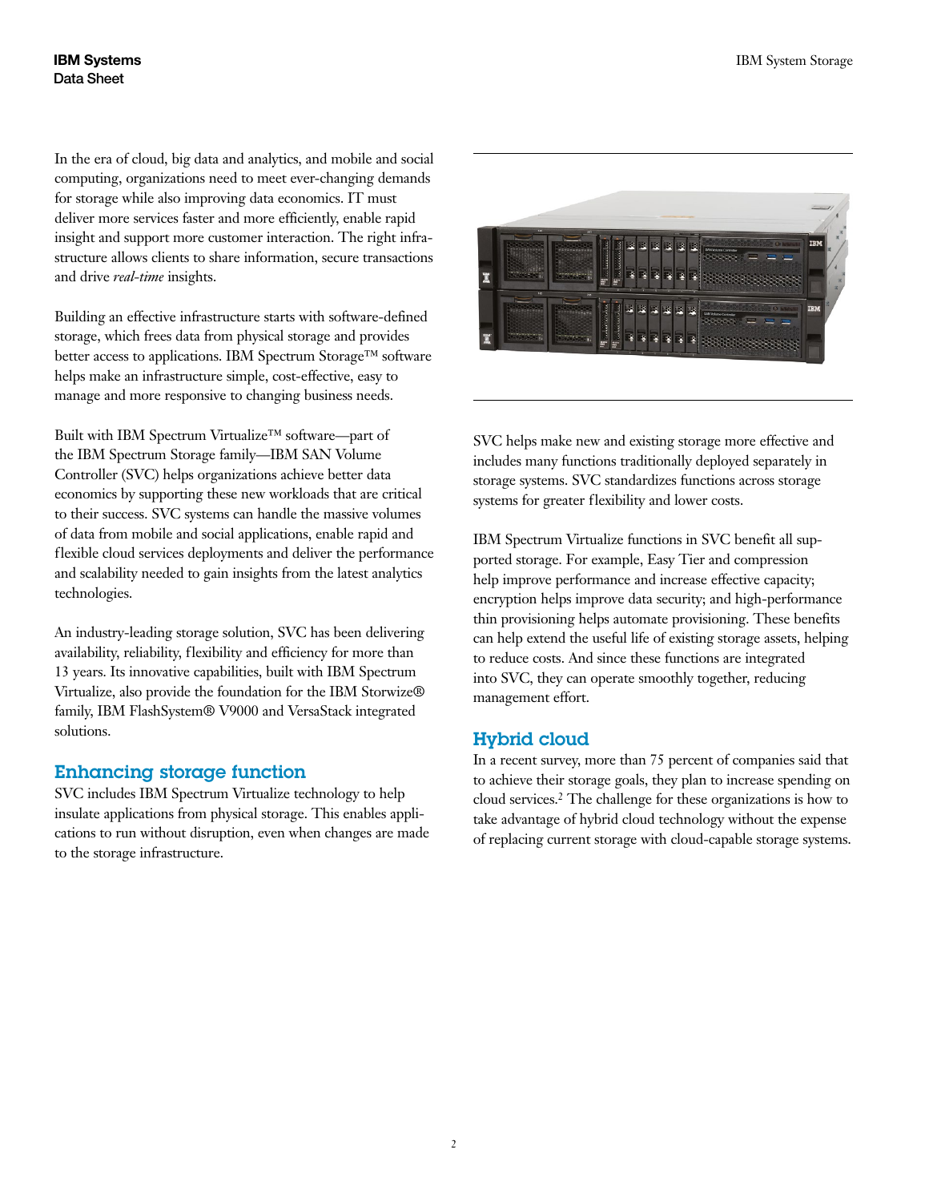In the era of cloud, big data and analytics, and mobile and social computing, organizations need to meet ever-changing demands for storage while also improving data economics. IT must deliver more services faster and more efficiently, enable rapid insight and support more customer interaction. The right infrastructure allows clients to share information, secure transactions and drive *real-time* insights.

Building an effective infrastructure starts with software-defined storage, which frees data from physical storage and provides better access to applications. IBM Spectrum Storage™ software helps make an infrastructure simple, cost-effective, easy to manage and more responsive to changing business needs.

Built with IBM Spectrum Virtualize™ software—part of the IBM Spectrum Storage family—IBM SAN Volume Controller (SVC) helps organizations achieve better data economics by supporting these new workloads that are critical to their success. SVC systems can handle the massive volumes of data from mobile and social applications, enable rapid and flexible cloud services deployments and deliver the performance and scalability needed to gain insights from the latest analytics technologies.

An industry-leading storage solution, SVC has been delivering availability, reliability, flexibility and efficiency for more than 13 years. Its innovative capabilities, built with IBM Spectrum Virtualize, also provide the foundation for the IBM Storwize® family, IBM FlashSystem® V9000 and VersaStack integrated solutions.

## Enhancing storage function

SVC includes IBM Spectrum Virtualize technology to help insulate applications from physical storage. This enables applications to run without disruption, even when changes are made to the storage infrastructure.

SVC helps make new and existing storage more effective and includes many functions traditionally deployed separately in storage systems. SVC standardizes functions across storage systems for greater flexibility and lower costs.

IBM Spectrum Virtualize functions in SVC benefit all supported storage. For example, Easy Tier and compression help improve performance and increase effective capacity; encryption helps improve data security; and high-performance thin provisioning helps automate provisioning. These benefits can help extend the useful life of existing storage assets, helping to reduce costs. And since these functions are integrated into SVC, they can operate smoothly together, reducing management effort.

## Hybrid cloud

In a recent survey, more than 75 percent of companies said that to achieve their storage goals, they plan to increase spending on cloud services.[2] The challenge for these organizations is how to take advantage of hybrid cloud technology without the expense of replacing current storage with cloud-capable storage systems.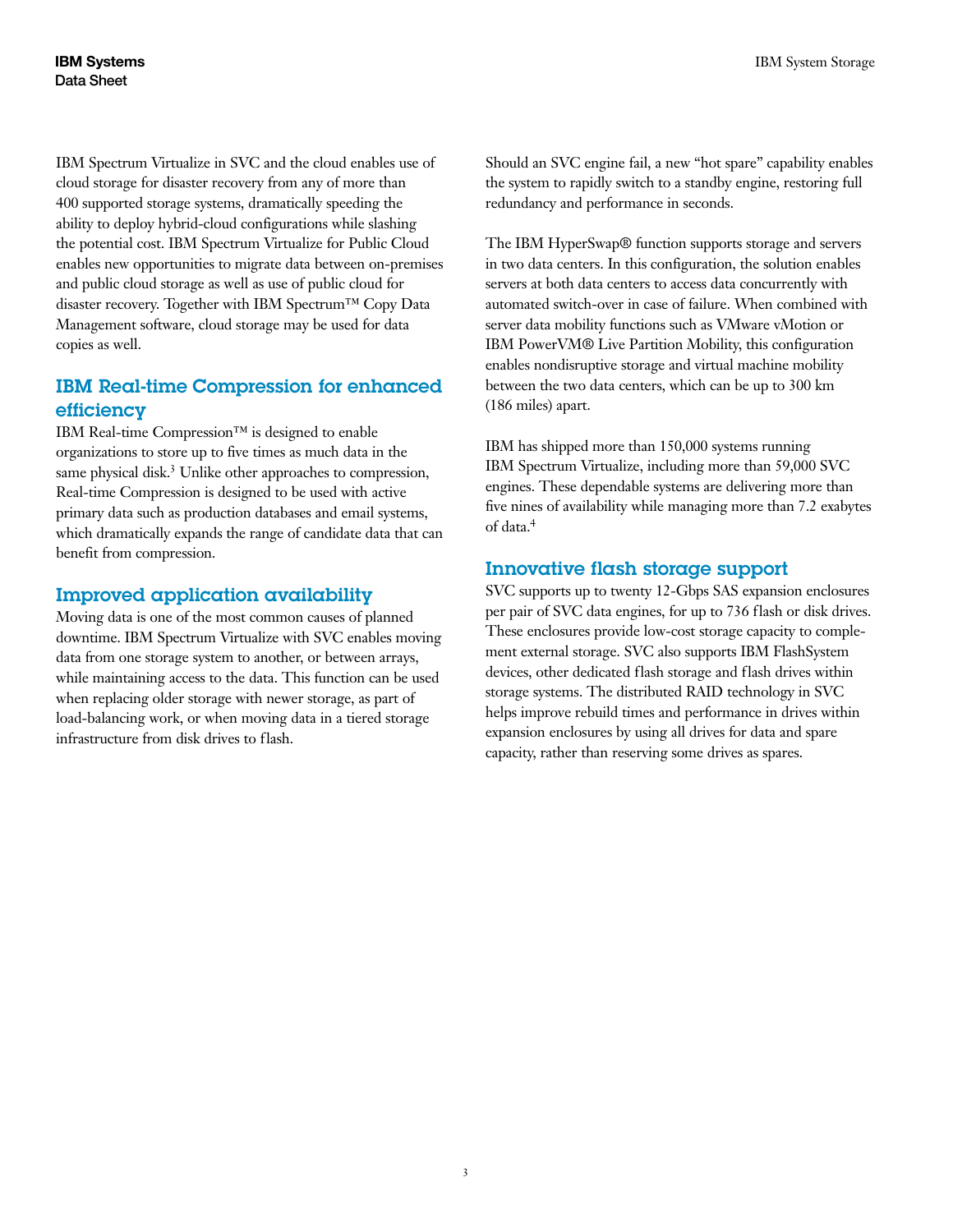IBM Spectrum Virtualize in SVC and the cloud enables use of cloud storage for disaster recovery from any of more than 400 supported storage systems, dramatically speeding the ability to deploy hybrid-cloud configurations while slashing the potential cost. IBM Spectrum Virtualize for Public Cloud enables new opportunities to migrate data between on-premises and public cloud storage as well as use of public cloud for disaster recovery. Together with IBM Spectrum™ Copy Data Management software, cloud storage may be used for data copies as well.

## IBM Real-time Compression for enhanced efficiency

IBM Real-time Compression™ is designed to enable organizations to store up to five times as much data in the same physical disk.[3] Unlike other approaches to compression, Real-time Compression is designed to be used with active primary data such as production databases and email systems, which dramatically expands the range of candidate data that can benefit from compression.

## Improved application availability

Moving data is one of the most common causes of planned downtime. IBM Spectrum Virtualize with SVC enables moving data from one storage system to another, or between arrays, while maintaining access to the data. This function can be used when replacing older storage with newer storage, as part of load-balancing work, or when moving data in a tiered storage infrastructure from disk drives to flash.

Should an SVC engine fail, a new "hot spare" capability enables the system to rapidly switch to a standby engine, restoring full redundancy and performance in seconds.

The IBM HyperSwap® function supports storage and servers in two data centers. In this configuration, the solution enables servers at both data centers to access data concurrently with automated switch-over in case of failure. When combined with server data mobility functions such as VMware vMotion or IBM PowerVM® Live Partition Mobility, this configuration enables nondisruptive storage and virtual machine mobility between the two data centers, which can be up to 300 km (186 miles) apart.

IBM has shipped more than 150,000 systems running IBM Spectrum Virtualize, including more than 59,000 SVC engines. These dependable systems are delivering more than five nines of availability while managing more than 7.2 exabytes of data.[4]

## Innovative flash storage support

SVC supports up to twenty 12-Gbps SAS expansion enclosures per pair of SVC data engines, for up to 736 flash or disk drives. These enclosures provide low-cost storage capacity to complement external storage. SVC also supports IBM FlashSystem devices, other dedicated flash storage and flash drives within storage systems. The distributed RAID technology in SVC helps improve rebuild times and performance in drives within expansion enclosures by using all drives for data and spare capacity, rather than reserving some drives as spares.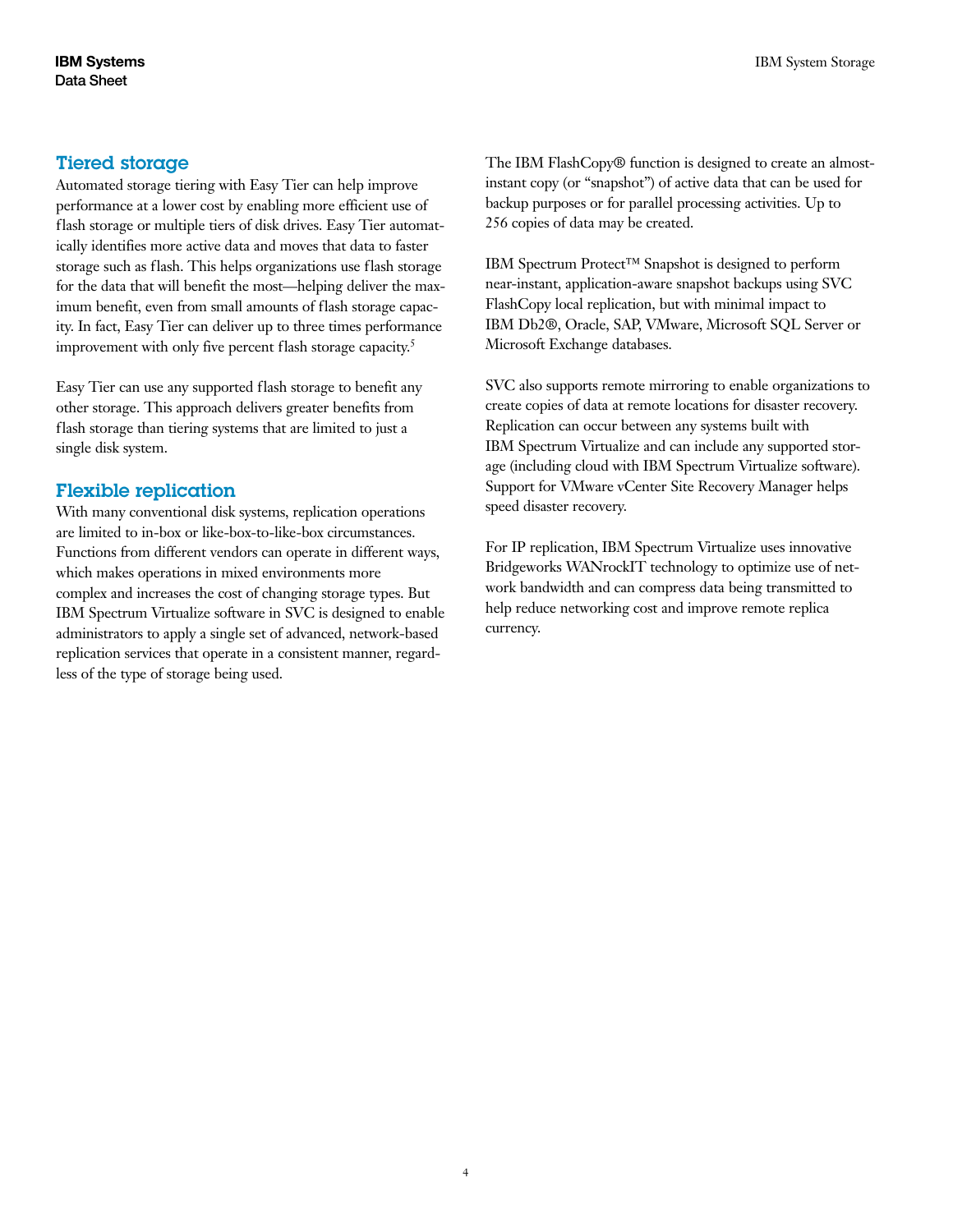## Tiered storage

Automated storage tiering with Easy Tier can help improve performance at a lower cost by enabling more efficient use of flash storage or multiple tiers of disk drives. Easy Tier automatically identifies more active data and moves that data to faster storage such as flash. This helps organizations use flash storage for the data that will benefit the most—helping deliver the maximum benefit, even from small amounts of flash storage capacity. In fact, Easy Tier can deliver up to three times performance improvement with only five percent flash storage capacity.[5]

Easy Tier can use any supported flash storage to benefit any other storage. This approach delivers greater benefits from flash storage than tiering systems that are limited to just a single disk system.

## Flexible replication

With many conventional disk systems, replication operations are limited to in-box or like-box-to-like-box circumstances. Functions from different vendors can operate in different ways, which makes operations in mixed environments more complex and increases the cost of changing storage types. But IBM Spectrum Virtualize software in SVC is designed to enable administrators to apply a single set of advanced, network-based replication services that operate in a consistent manner, regardless of the type of storage being used.

The IBM FlashCopy® function is designed to create an almost-instant copy (or "snapshot") of active data that can be used for backup purposes or for parallel processing activities. Up to 256 copies of data may be created.

IBM Spectrum Protect™ Snapshot is designed to perform near-instant, application-aware snapshot backups using SVC FlashCopy local replication, but with minimal impact to IBM Db2®, Oracle, SAP, VMware, Microsoft SQL Server or Microsoft Exchange databases.

SVC also supports remote mirroring to enable organizations to create copies of data at remote locations for disaster recovery. Replication can occur between any systems built with IBM Spectrum Virtualize and can include any supported storage (including cloud with IBM Spectrum Virtualize software). Support for VMware vCenter Site Recovery Manager helps speed disaster recovery.

For IP replication, IBM Spectrum Virtualize uses innovative Bridgeworks WANrockIT technology to optimize use of network bandwidth and can compress data being transmitted to help reduce networking cost and improve remote replica currency.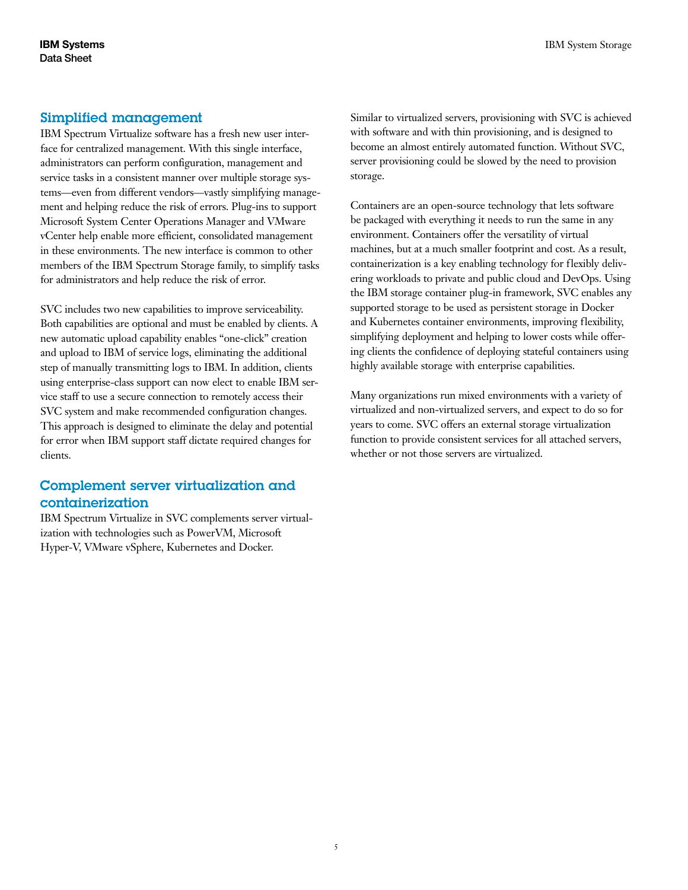## Simplified management

IBM Spectrum Virtualize software has a fresh new user interface for centralized management. With this single interface, administrators can perform configuration, management and service tasks in a consistent manner over multiple storage systems—even from different vendors—vastly simplifying management and helping reduce the risk of errors. Plug-ins to support Microsoft System Center Operations Manager and VMware vCenter help enable more efficient, consolidated management in these environments. The new interface is common to other members of the IBM Spectrum Storage family, to simplify tasks for administrators and help reduce the risk of error.

SVC includes two new capabilities to improve serviceability. Both capabilities are optional and must be enabled by clients. A new automatic upload capability enables "one-click" creation and upload to IBM of service logs, eliminating the additional step of manually transmitting logs to IBM. In addition, clients using enterprise-class support can now elect to enable IBM service staff to use a secure connection to remotely access their SVC system and make recommended configuration changes. This approach is designed to eliminate the delay and potential for error when IBM support staff dictate required changes for clients.

## Complement server virtualization and containerization

IBM Spectrum Virtualize in SVC complements server virtualization with technologies such as PowerVM, Microsoft Hyper-V, VMware vSphere, Kubernetes and Docker.

Similar to virtualized servers, provisioning with SVC is achieved with software and with thin provisioning, and is designed to become an almost entirely automated function. Without SVC, server provisioning could be slowed by the need to provision storage.

Containers are an open-source technology that lets software be packaged with everything it needs to run the same in any environment. Containers offer the versatility of virtual machines, but at a much smaller footprint and cost. As a result, containerization is a key enabling technology for flexibly delivering workloads to private and public cloud and DevOps. Using the IBM storage container plug-in framework, SVC enables any supported storage to be used as persistent storage in Docker and Kubernetes container environments, improving flexibility, simplifying deployment and helping to lower costs while offering clients the confidence of deploying stateful containers using highly available storage with enterprise capabilities.

Many organizations run mixed environments with a variety of virtualized and non-virtualized servers, and expect to do so for years to come. SVC offers an external storage virtualization function to provide consistent services for all attached servers, whether or not those servers are virtualized.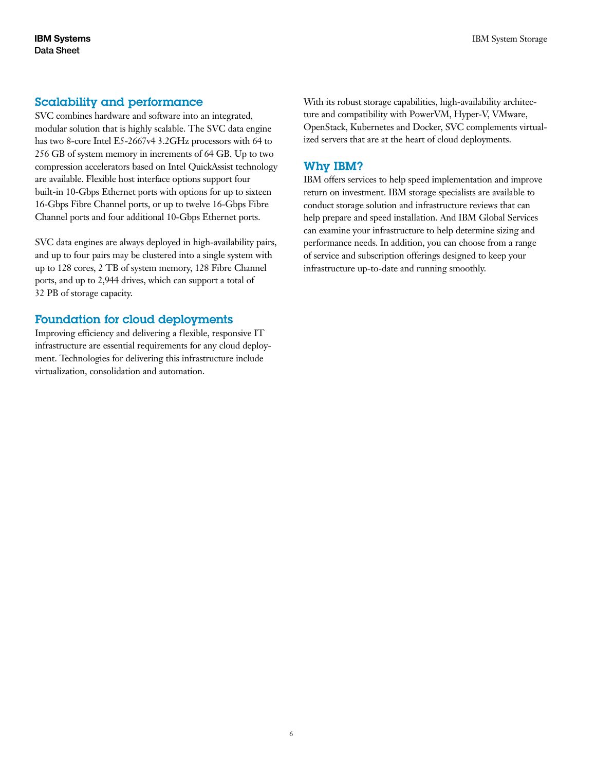## Scalability and performance

SVC combines hardware and software into an integrated, modular solution that is highly scalable. The SVC data engine has two 8-core Intel E5-2667v4 3.2GHz processors with 64 to 256 GB of system memory in increments of 64 GB. Up to two compression accelerators based on Intel QuickAssist technology are available. Flexible host interface options support four built-in 10-Gbps Ethernet ports with options for up to sixteen 16-Gbps Fibre Channel ports, or up to twelve 16-Gbps Fibre Channel ports and four additional 10-Gbps Ethernet ports.

SVC data engines are always deployed in high-availability pairs, and up to four pairs may be clustered into a single system with up to 128 cores, 2 TB of system memory, 128 Fibre Channel ports, and up to 2,944 drives, which can support a total of 32 PB of storage capacity.

## Foundation for cloud deployments

Improving efficiency and delivering a flexible, responsive IT infrastructure are essential requirements for any cloud deployment. Technologies for delivering this infrastructure include virtualization, consolidation and automation.

With its robust storage capabilities, high-availability architecture and compatibility with PowerVM, Hyper-V, VMware, OpenStack, Kubernetes and Docker, SVC complements virtualized servers that are at the heart of cloud deployments.

## Why IBM?

IBM offers services to help speed implementation and improve return on investment. IBM storage specialists are available to conduct storage solution and infrastructure reviews that can help prepare and speed installation. And IBM Global Services can examine your infrastructure to help determine sizing and performance needs. In addition, you can choose from a range of service and subscription offerings designed to keep your infrastructure up-to-date and running smoothly.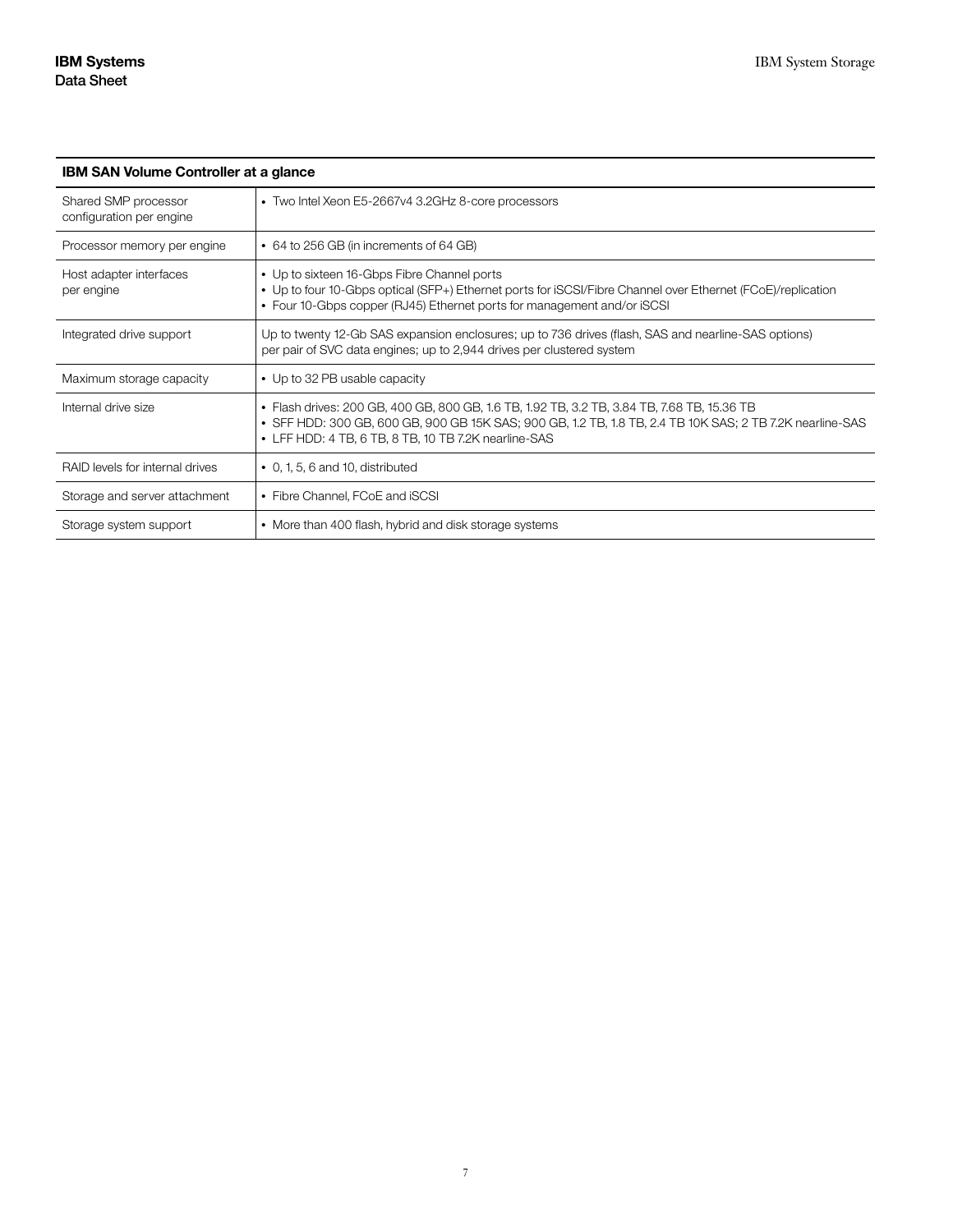| IBM SAN Volume Controller at a glance | |
|---|---|
| Shared SMP processor configuration per engine | • Two Intel Xeon E5-2667v4 3.2GHz 8-core processors |
| Processor memory per engine | • 64 to 256 GB (in increments of 64 GB) |
| Host adapter interfaces per engine | • Up to sixteen 16-Gbps Fibre Channel ports<br>• Up to four 10-Gbps optical (SFP+) Ethernet ports for iSCSI/Fibre Channel over Ethernet (FCoE)/replication<br>• Four 10-Gbps copper (RJ45) Ethernet ports for management and/or iSCSI |
| Integrated drive support | Up to twenty 12-Gb SAS expansion enclosures; up to 736 drives (flash, SAS and nearline-SAS options) per pair of SVC data engines; up to 2,944 drives per clustered system |
| Maximum storage capacity | • Up to 32 PB usable capacity |
| Internal drive size | • Flash drives: 200 GB, 400 GB, 800 GB, 1.6 TB, 1.92 TB, 3.2 TB, 3.84 TB, 7.68 TB, 15.36 TB<br>• SFF HDD: 300 GB, 600 GB, 900 GB 15K SAS; 900 GB, 1.2 TB, 1.8 TB, 2.4 TB 10K SAS; 2 TB 7.2K nearline-SAS<br>• LFF HDD: 4 TB, 6 TB, 8 TB, 10 TB 7.2K nearline-SAS |
| RAID levels for internal drives | • 0, 1, 5, 6 and 10, distributed |
| Storage and server attachment | • Fibre Channel, FCoE and iSCSI |
| Storage system support | • More than 400 flash, hybrid and disk storage systems |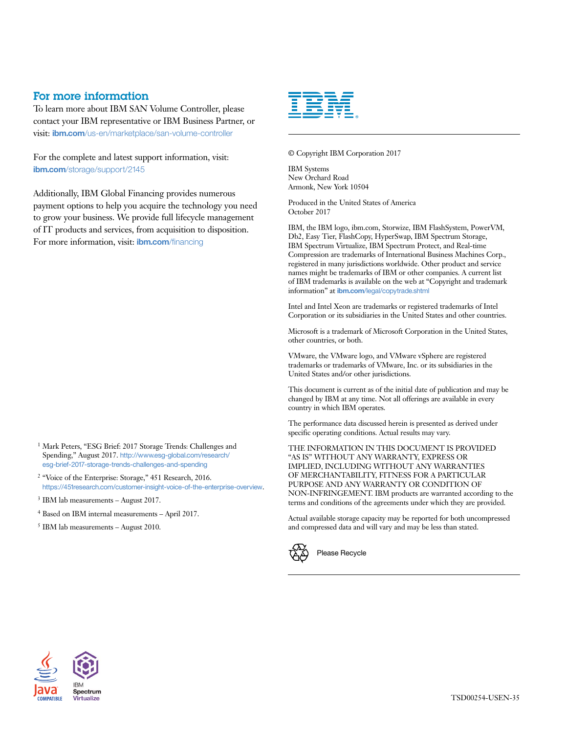## For more information

To learn more about IBM SAN Volume Controller, please contact your IBM representative or IBM Business Partner, or visit: ibm.com/us-en/marketplace/san-volume-controller

For the complete and latest support information, visit: ibm.com/storage/support/2145

Additionally, IBM Global Financing provides numerous payment options to help you acquire the technology you need to grow your business. We provide full lifecycle management of IT products and services, from acquisition to disposition. For more information, visit: ibm.com/financing

[1] Mark Peters, "ESG Brief: 2017 Storage Trends: Challenges and Spending," August 2017. http://www.esg-global.com/research/esg-brief-2017-storage-trends-challenges-and-spending

[2] "Voice of the Enterprise: Storage," 451 Research, 2016. https://451research.com/customer-insight-voice-of-the-enterprise-overview.

[3] IBM lab measurements – August 2017.

[4] Based on IBM internal measurements – April 2017.

[5] IBM lab measurements – August 2010.

© Copyright IBM Corporation 2017

IBM Systems
New Orchard Road
Armonk, New York 10504

Produced in the United States of America
October 2017

IBM, the IBM logo, ibm.com, Storwize, IBM FlashSystem, PowerVM, Db2, Easy Tier, FlashCopy, HyperSwap, IBM Spectrum Storage, IBM Spectrum Virtualize, IBM Spectrum Protect, and Real-time Compression are trademarks of International Business Machines Corp., registered in many jurisdictions worldwide. Other product and service names might be trademarks of IBM or other companies. A current list of IBM trademarks is available on the web at "Copyright and trademark information" at ibm.com/legal/copytrade.shtml

Intel and Intel Xeon are trademarks or registered trademarks of Intel Corporation or its subsidiaries in the United States and other countries.

Microsoft is a trademark of Microsoft Corporation in the United States, other countries, or both.

VMware, the VMware logo, and VMware vSphere are registered trademarks or trademarks of VMware, Inc. or its subsidiaries in the United States and/or other jurisdictions.

This document is current as of the initial date of publication and may be changed by IBM at any time. Not all offerings are available in every country in which IBM operates.

The performance data discussed herein is presented as derived under specific operating conditions. Actual results may vary.

THE INFORMATION IN THIS DOCUMENT IS PROVIDED "AS IS" WITHOUT ANY WARRANTY, EXPRESS OR IMPLIED, INCLUDING WITHOUT ANY WARRANTIES OF MERCHANTABILITY, FITNESS FOR A PARTICULAR PURPOSE AND ANY WARRANTY OR CONDITION OF NON-INFRINGEMENT. IBM products are warranted according to the terms and conditions of the agreements under which they are provided.

Actual available storage capacity may be reported for both uncompressed and compressed data and will vary and may be less than stated.

Please Recycle

TSD00254-USEN-35